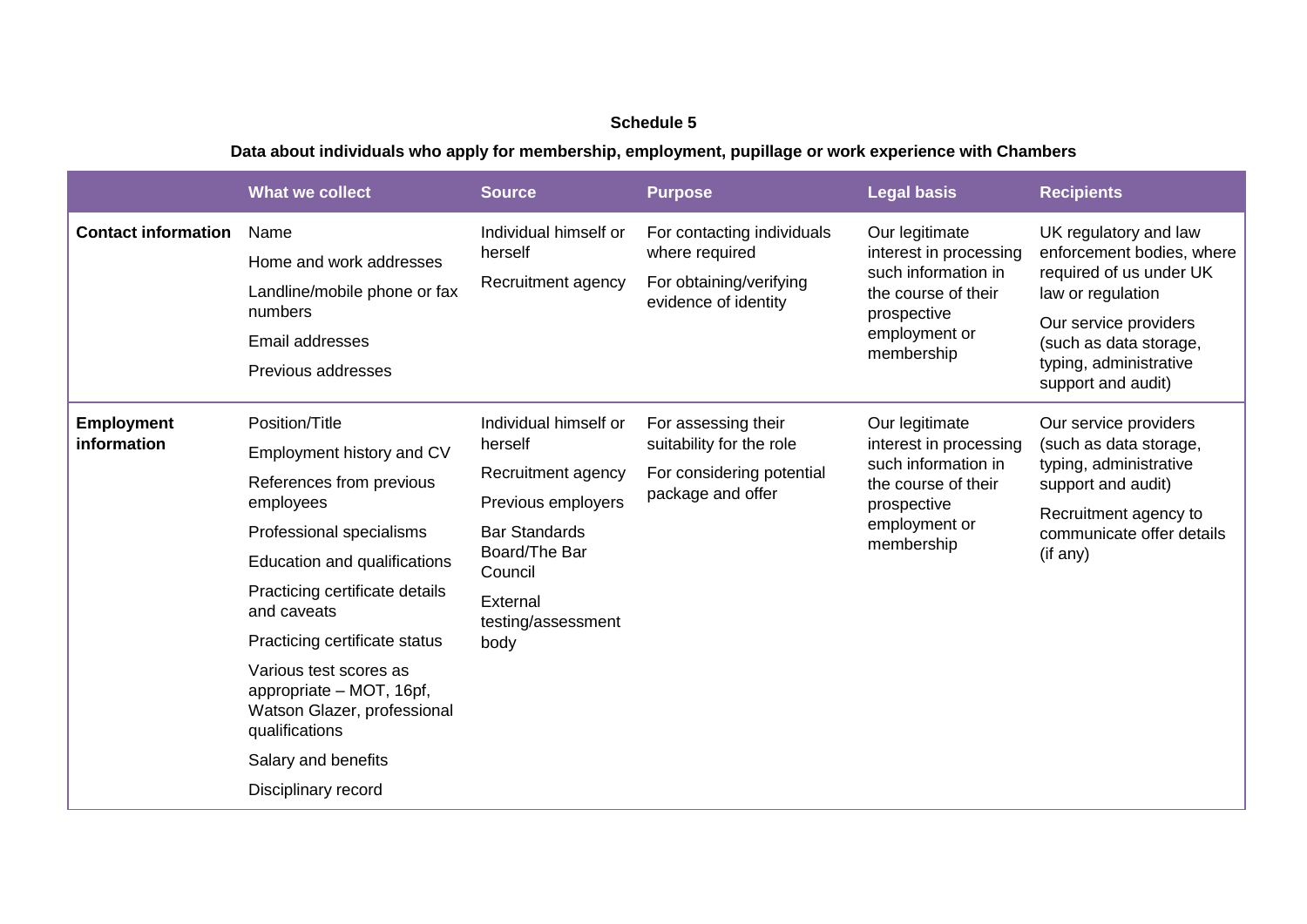**Schedule 5**

**Data about individuals who apply for membership, employment, pupillage or work experience with Chambers**

| | What we collect | Source | Purpose | Legal basis | Recipients |
|---|---|---|---|---|---|
| **Contact information** | Name<br>Home and work addresses<br>Landline/mobile phone or fax numbers<br>Email addresses<br>Previous addresses | Individual himself or herself<br>Recruitment agency | For contacting individuals where required<br>For obtaining/verifying evidence of identity | Our legitimate interest in processing such information in the course of their prospective employment or membership | UK regulatory and law enforcement bodies, where required of us under UK law or regulation<br>Our service providers (such as data storage, typing, administrative support and audit) |
| **Employment information** | Position/Title<br>Employment history and CV<br>References from previous employees<br>Professional specialisms<br>Education and qualifications<br>Practicing certificate details and caveats<br>Practicing certificate status<br>Various test scores as appropriate – MOT, 16pf, Watson Glazer, professional qualifications<br>Salary and benefits<br>Disciplinary record | Individual himself or herself<br>Recruitment agency<br>Previous employers<br>Bar Standards Board/The Bar Council<br>External testing/assessment body | For assessing their suitability for the role<br>For considering potential package and offer | Our legitimate interest in processing such information in the course of their prospective employment or membership | Our service providers (such as data storage, typing, administrative support and audit)<br>Recruitment agency to communicate offer details (if any) |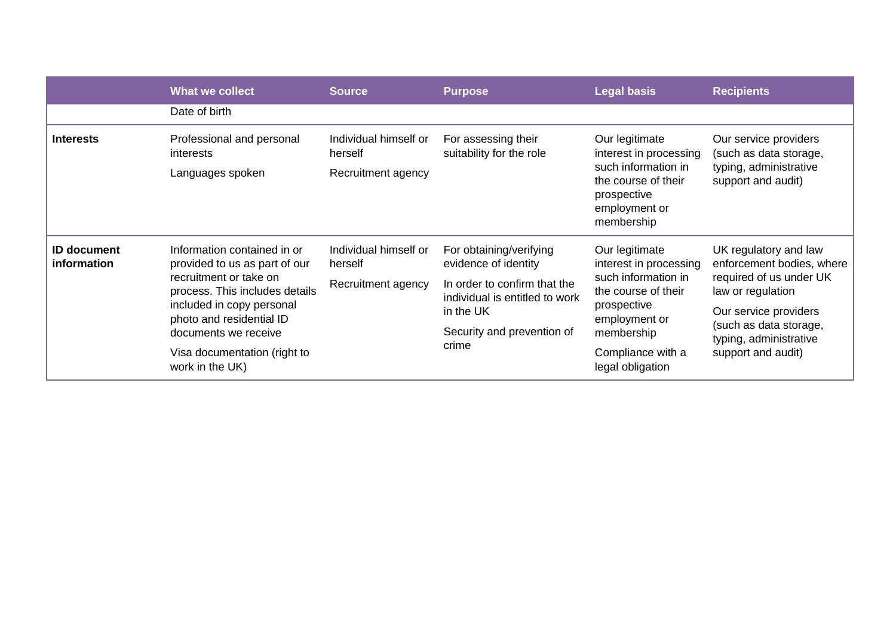| | What we collect | Source | Purpose | Legal basis | Recipients |
|---|---|---|---|---|---|
| | Date of birth | | | | |
| **Interests** | Professional and personal interests<br>Languages spoken | Individual himself or herself<br>Recruitment agency | For assessing their suitability for the role | Our legitimate interest in processing such information in the course of their prospective employment or membership | Our service providers (such as data storage, typing, administrative support and audit) |
| **ID document information** | Information contained in or provided to us as part of our recruitment or take on process. This includes details included in copy personal photo and residential ID documents we receive<br>Visa documentation (right to work in the UK) | Individual himself or herself<br>Recruitment agency | For obtaining/verifying evidence of identity<br>In order to confirm that the individual is entitled to work in the UK<br>Security and prevention of crime | Our legitimate interest in processing such information in the course of their prospective employment or membership<br>Compliance with a legal obligation | UK regulatory and law enforcement bodies, where required of us under UK law or regulation<br>Our service providers (such as data storage, typing, administrative support and audit) |